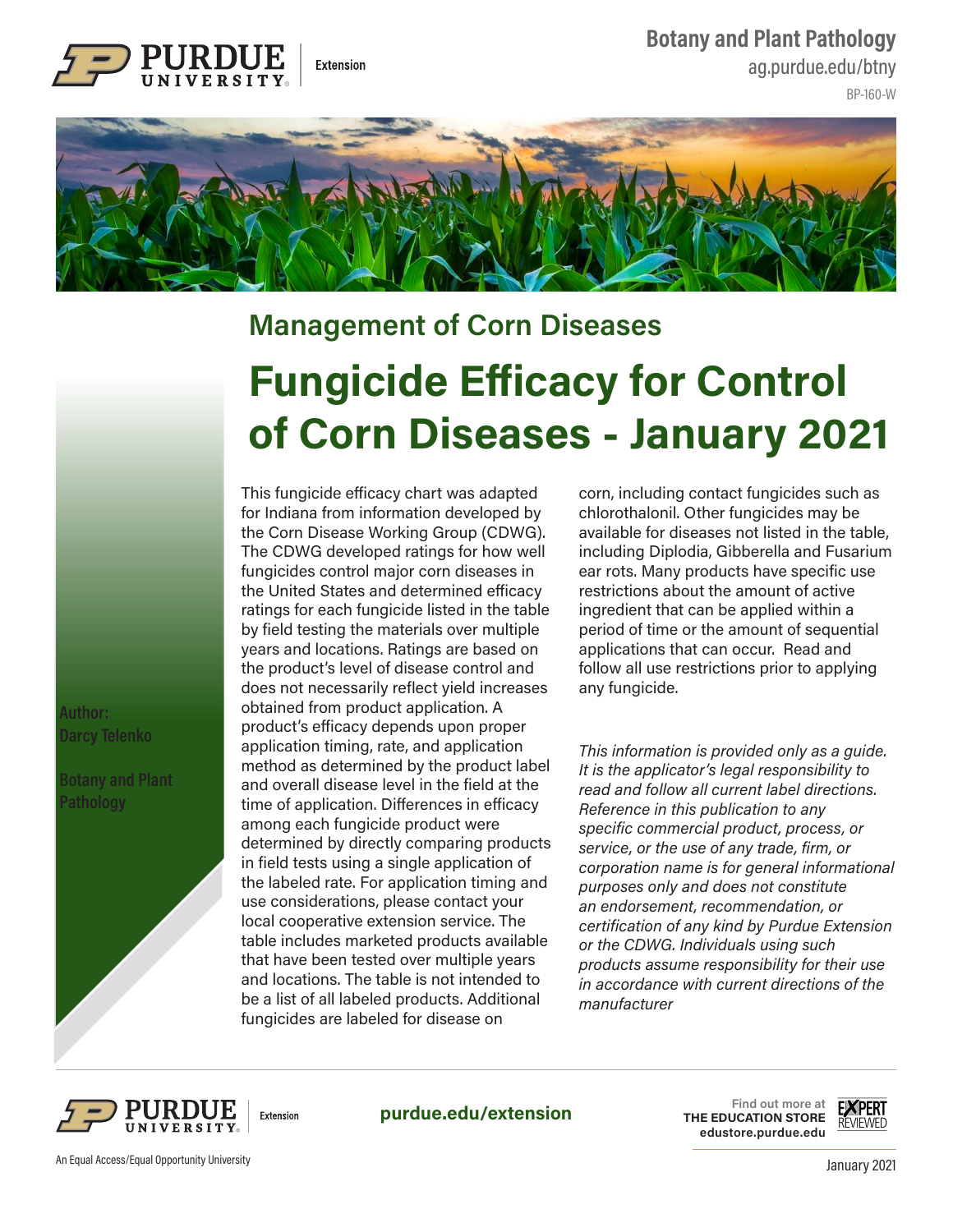Botany and Plant Pathology

ag.purdue.edu/btny

BP-160-W

## Management of Corn Diseases

# Fungicide Efficacy for Control of Corn Diseases - January 2021

**Author:**
**Darcy Telenko**

**Botany and Plant Pathology**

This fungicide efficacy chart was adapted for Indiana from information developed by the Corn Disease Working Group (CDWG). The CDWG developed ratings for how well fungicides control major corn diseases in the United States and determined efficacy ratings for each fungicide listed in the table by field testing the materials over multiple years and locations. Ratings are based on the product's level of disease control and does not necessarily reflect yield increases obtained from product application. A product's efficacy depends upon proper application timing, rate, and application method as determined by the product label and overall disease level in the field at the time of application. Differences in efficacy among each fungicide product were determined by directly comparing products in field tests using a single application of the labeled rate. For application timing and use considerations, please contact your local cooperative extension service. The table includes marketed products available that have been tested over multiple years and locations. The table is not intended to be a list of all labeled products. Additional fungicides are labeled for disease on corn, including contact fungicides such as chlorothalonil. Other fungicides may be available for diseases not listed in the table, including Diplodia, Gibberella and Fusarium ear rots. Many products have specific use restrictions about the amount of active ingredient that can be applied within a period of time or the amount of sequential applications that can occur. Read and follow all use restrictions prior to applying any fungicide.

*This information is provided only as a guide. It is the applicator's legal responsibility to read and follow all current label directions. Reference in this publication to any specific commercial product, process, or service, or the use of any trade, firm, or corporation name is for general informational purposes only and does not constitute an endorsement, recommendation, or certification of any kind by Purdue Extension or the CDWG. Individuals using such products assume responsibility for their use in accordance with current directions of the manufacturer*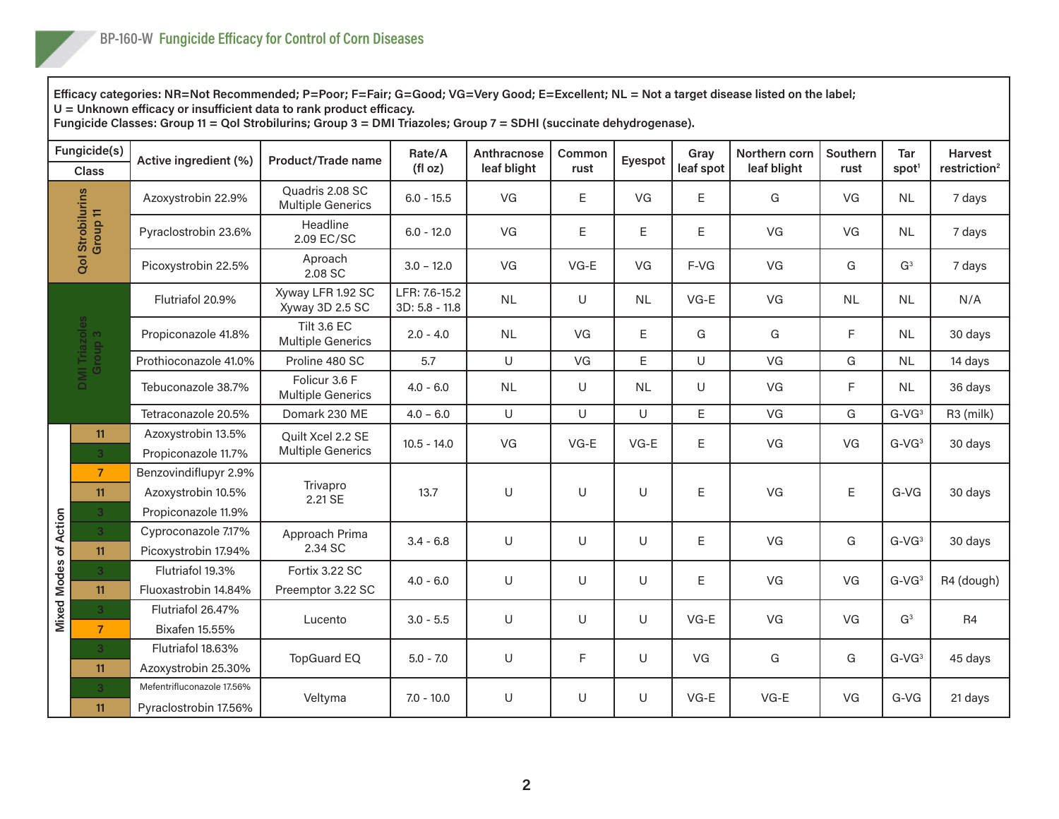## Fungicide Efficacy for Control of Corn Diseases

**Efficacy categories:** NR=Not Recommended; P=Poor; F=Fair; G=Good; VG=Very Good; E=Excellent; NL = Not a target disease listed on the label; U = Unknown efficacy or insufficient data to rank product efficacy.
**Fungicide Classes:** Group 11 = QoI Strobilurins; Group 3 = DMI Triazoles; Group 7 = SDHI (succinate dehydrogenase).

| Fungicide(s) Class | Active ingredient (%) | Product/Trade name | Rate/A (fl oz) | Anthracnose leaf blight | Common rust | Eyespot | Gray leaf spot | Northern corn leaf blight | Southern rust | Tar spot[1] | Harvest restriction[2] |
|---|---|---|---|---|---|---|---|---|---|---|---|
| QoI Strobilurins Group 11 | Azoxystrobin 22.9% | Quadris 2.08 SC Multiple Generics | 6.0 - 15.5 | VG | E | VG | E | G | VG | NL | 7 days |
| QoI Strobilurins Group 11 | Pyraclostrobin 23.6% | Headline 2.09 EC/SC | 6.0 - 12.0 | VG | E | E | E | VG | VG | NL | 7 days |
| QoI Strobilurins Group 11 | Picoxystrobin 22.5% | Aproach 2.08 SC | 3.0 – 12.0 | VG | VG-E | VG | F-VG | VG | G | G[3] | 7 days |
| DMI Triazoles Group 3 | Flutriafol 20.9% | Xyway LFR 1.92 SC Xyway 3D 2.5 SC | LFR: 7.6-15.2 3D: 5.8 - 11.8 | NL | U | NL | VG-E | VG | NL | NL | N/A |
| DMI Triazoles Group 3 | Propiconazole 41.8% | Tilt 3.6 EC Multiple Generics | 2.0 - 4.0 | NL | VG | E | G | G | F | NL | 30 days |
| DMI Triazoles Group 3 | Prothioconazole 41.0% | Proline 480 SC | 5.7 | U | VG | E | U | VG | G | NL | 14 days |
| DMI Triazoles Group 3 | Tebuconazole 38.7% | Folicur 3.6 F Multiple Generics | 4.0 - 6.0 | NL | U | NL | U | VG | F | NL | 36 days |
| DMI Triazoles Group 3 | Tetraconazole 20.5% | Domark 230 ME | 4.0 – 6.0 | U | U | U | E | VG | G | G-VG[3] | R3 (milk) |
| Mixed Modes of Action: 11, 3 | Azoxystrobin 13.5%, Propiconazole 11.7% | Quilt Xcel 2.2 SE Multiple Generics | 10.5 - 14.0 | VG | VG-E | VG-E | E | VG | VG | G-VG[3] | 30 days |
| Mixed Modes of Action: 7, 11, 3 | Benzovindiflupyr 2.9%, Azoxystrobin 10.5%, Propiconazole 11.9% | Trivapro 2.21 SE | 13.7 | U | U | U | E | VG | E | G-VG | 30 days |
| Mixed Modes of Action: 3, 11 | Cyproconazole 7.17%, Picoxystrobin 17.94% | Approach Prima 2.34 SC | 3.4 - 6.8 | U | U | U | E | VG | G | G-VG[3] | 30 days |
| Mixed Modes of Action: 3, 11 | Flutriafol 19.3%, Fluoxastrobin 14.84% | Fortix 3.22 SC Preemptor 3.22 SC | 4.0 - 6.0 | U | U | U | E | VG | VG | G-VG[3] | R4 (dough) |
| Mixed Modes of Action: 3, 7 | Flutriafol 26.47%, Bixafen 15.55% | Lucento | 3.0 - 5.5 | U | U | U | VG-E | VG | VG | G[3] | R4 |
| Mixed Modes of Action: 3, 11 | Flutriafol 18.63%, Azoxystrobin 25.30% | TopGuard EQ | 5.0 - 7.0 | U | F | U | VG | G | G | G-VG[3] | 45 days |
| Mixed Modes of Action: 3, 11 | Mefentrifluconazole 17.56%, Pyraclostrobin 17.56% | Veltyma | 7.0 - 10.0 | U | U | U | VG-E | VG-E | VG | G-VG | 21 days |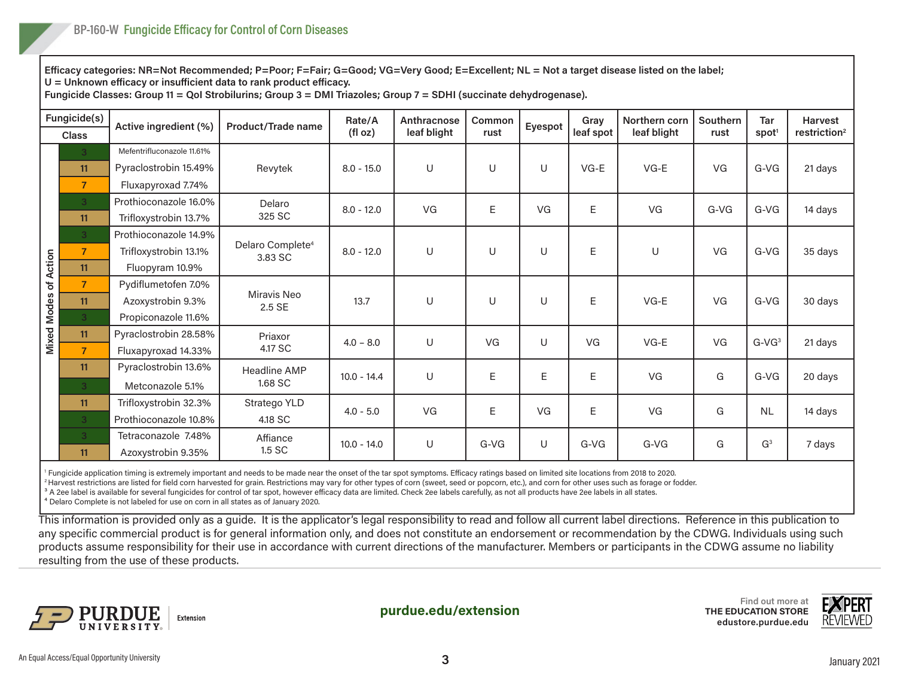Efficacy categories: NR=Not Recommended; P=Poor; F=Fair; G=Good; VG=Very Good; E=Excellent; NL = Not a target disease listed on the label; U = Unknown efficacy or insufficient data to rank product efficacy.
Fungicide Classes: Group 11 = QoI Strobilurins; Group 3 = DMI Triazoles; Group 7 = SDHI (succinate dehydrogenase).

| Fungicide(s) | Class | Active ingredient (%) | Product/Trade name | Rate/A (fl oz) | Anthracnose leaf blight | Common rust | Eyespot | Gray leaf spot | Northern corn leaf blight | Southern rust | Tar spot[1] | Harvest restriction[2] |
|---|---|---|---|---|---|---|---|---|---|---|---|---|
| Mixed Modes of Action | 3 | Mefentrifluconazole 11.61% | Revytek | 8.0 - 15.0 | U | U | U | VG-E | VG-E | VG | G-VG | 21 days |
| | 11 | Pyraclostrobin 15.49% | | | | | | | | | | |
| | 7 | Fluxapyroxad 7.74% | | | | | | | | | | |
| | 3 | Prothioconazole 16.0% | Delaro 325 SC | 8.0 - 12.0 | VG | E | VG | E | VG | G-VG | G-VG | 14 days |
| | 11 | Trifloxystrobin 13.7% | | | | | | | | | | |
| | 3 | Prothioconazole 14.9% | Delaro Complete[4] 3.83 SC | 8.0 - 12.0 | U | U | U | E | U | VG | G-VG | 35 days |
| | 7 | Trifloxystrobin 13.1% | | | | | | | | | | |
| | 11 | Fluopyram 10.9% | | | | | | | | | | |
| | 7 | Pydiflumetofen 7.0% | Miravis Neo 2.5 SE | 13.7 | U | U | U | E | VG-E | VG | G-VG | 30 days |
| | 11 | Azoxystrobin 9.3% | | | | | | | | | | |
| | 3 | Propiconazole 11.6% | | | | | | | | | | |
| | 11 | Pyraclostrobin 28.58% | Priaxor 4.17 SC | 4.0 - 8.0 | U | VG | U | VG | VG-E | VG | G-VG[3] | 21 days |
| | 7 | Fluxapyroxad 14.33% | | | | | | | | | | |
| | 11 | Pyraclostrobin 13.6% | Headline AMP 1.68 SC | 10.0 - 14.4 | U | E | E | E | VG | G | G-VG | 20 days |
| | 3 | Metconazole 5.1% | | | | | | | | | | |
| | 11 | Trifloxystrobin 32.3% | Stratego YLD 4.18 SC | 4.0 - 5.0 | VG | E | VG | E | VG | G | NL | 14 days |
| | 3 | Prothioconazole 10.8% | | | | | | | | | | |
| | 3 | Tetraconazole 7.48% | Affiance 1.5 SC | 10.0 - 14.0 | U | G-VG | U | G-VG | G-VG | G | G[3] | 7 days |
| | 11 | Azoxystrobin 9.35% | | | | | | | | | | |

[1] Fungicide application timing is extremely important and needs to be made near the onset of the tar spot symptoms. Efficacy ratings based on limited site locations from 2018 to 2020.
[2] Harvest restrictions are listed for field corn harvested for grain. Restrictions may vary for other types of corn (sweet, seed or popcorn, etc.), and corn for other uses such as forage or fodder.
[3] A 2ee label is available for several fungicides for control of tar spot, however efficacy data are limited. Check 2ee labels carefully, as not all products have 2ee labels in all states.
[4] Delaro Complete is not labeled for use on corn in all states as of January 2020.

This information is provided only as a guide. It is the applicator's legal responsibility to read and follow all current label directions. Reference in this publication to any specific commercial product is for general information only, and does not constitute an endorsement or recommendation by the CDWG. Individuals using such products assume responsibility for their use in accordance with current directions of the manufacturer. Members or participants in the CDWG assume no liability resulting from the use of these products.

Purdue University Extension

purdue.edu/extension

Find out more at THE EDUCATION STORE edustore.purdue.edu

EXPERT REVIEWED

An Equal Access/Equal Opportunity University

January 2021